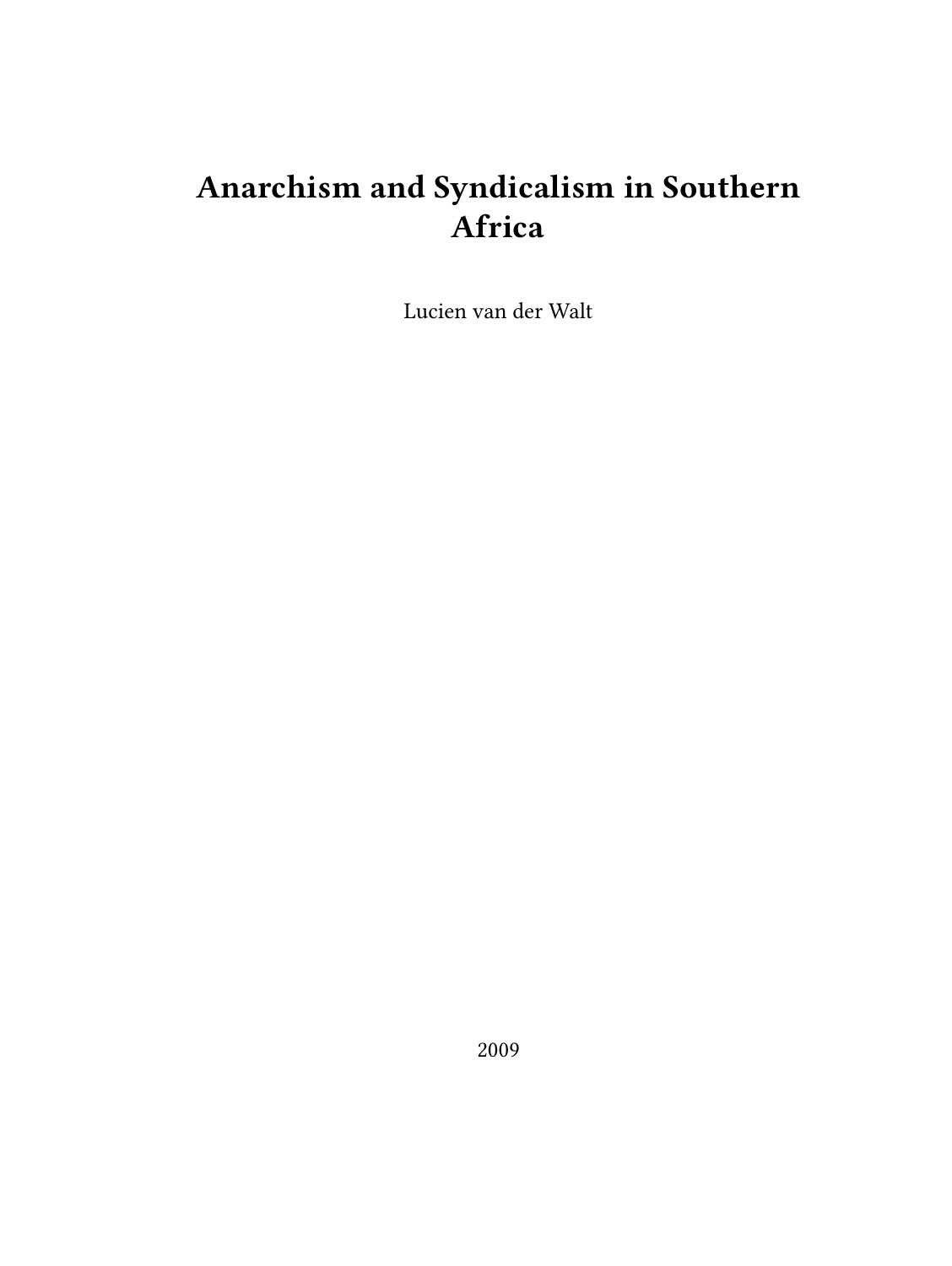# Anarchism and Syndicalism in Southern Africa

Lucien van der Walt

2009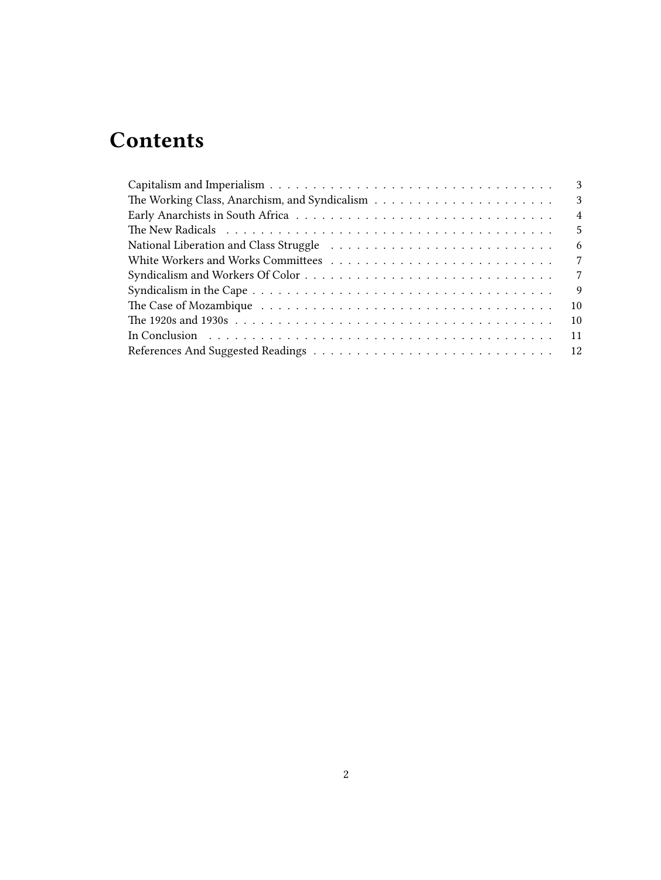# Contents

- Capitalism and Imperialism . . . . . 3
- The Working Class, Anarchism, and Syndicalism . . . . . 3
- Early Anarchists in South Africa . . . . . 4
- The New Radicals . . . . . 5
- National Liberation and Class Struggle . . . . . 6
- White Workers and Works Committees . . . . . 7
- Syndicalism and Workers Of Color . . . . . 7
- Syndicalism in the Cape . . . . . 9
- The Case of Mozambique . . . . . 10
- The 1920s and 1930s . . . . . 10
- In Conclusion . . . . . 11
- References And Suggested Readings . . . . . 12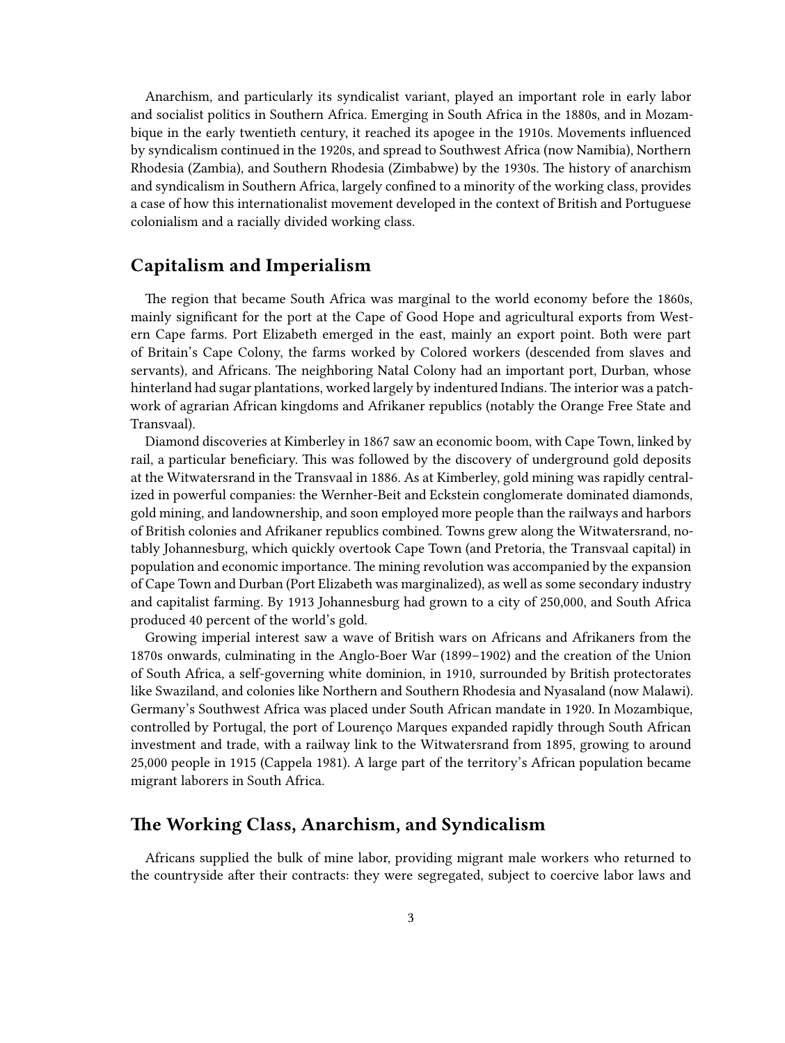Anarchism, and particularly its syndicalist variant, played an important role in early labor and socialist politics in Southern Africa. Emerging in South Africa in the 1880s, and in Mozambique in the early twentieth century, it reached its apogee in the 1910s. Movements influenced by syndicalism continued in the 1920s, and spread to Southwest Africa (now Namibia), Northern Rhodesia (Zambia), and Southern Rhodesia (Zimbabwe) by the 1930s. The history of anarchism and syndicalism in Southern Africa, largely confined to a minority of the working class, provides a case of how this internationalist movement developed in the context of British and Portuguese colonialism and a racially divided working class.

## Capitalism and Imperialism

The region that became South Africa was marginal to the world economy before the 1860s, mainly significant for the port at the Cape of Good Hope and agricultural exports from Western Cape farms. Port Elizabeth emerged in the east, mainly an export point. Both were part of Britain's Cape Colony, the farms worked by Colored workers (descended from slaves and servants), and Africans. The neighboring Natal Colony had an important port, Durban, whose hinterland had sugar plantations, worked largely by indentured Indians. The interior was a patchwork of agrarian African kingdoms and Afrikaner republics (notably the Orange Free State and Transvaal).

Diamond discoveries at Kimberley in 1867 saw an economic boom, with Cape Town, linked by rail, a particular beneficiary. This was followed by the discovery of underground gold deposits at the Witwatersrand in the Transvaal in 1886. As at Kimberley, gold mining was rapidly centralized in powerful companies: the Wernher-Beit and Eckstein conglomerate dominated diamonds, gold mining, and landownership, and soon employed more people than the railways and harbors of British colonies and Afrikaner republics combined. Towns grew along the Witwatersrand, notably Johannesburg, which quickly overtook Cape Town (and Pretoria, the Transvaal capital) in population and economic importance. The mining revolution was accompanied by the expansion of Cape Town and Durban (Port Elizabeth was marginalized), as well as some secondary industry and capitalist farming. By 1913 Johannesburg had grown to a city of 250,000, and South Africa produced 40 percent of the world's gold.

Growing imperial interest saw a wave of British wars on Africans and Afrikaners from the 1870s onwards, culminating in the Anglo-Boer War (1899–1902) and the creation of the Union of South Africa, a self-governing white dominion, in 1910, surrounded by British protectorates like Swaziland, and colonies like Northern and Southern Rhodesia and Nyasaland (now Malawi). Germany's Southwest Africa was placed under South African mandate in 1920. In Mozambique, controlled by Portugal, the port of Lourenço Marques expanded rapidly through South African investment and trade, with a railway link to the Witwatersrand from 1895, growing to around 25,000 people in 1915 (Cappela 1981). A large part of the territory's African population became migrant laborers in South Africa.

## The Working Class, Anarchism, and Syndicalism

Africans supplied the bulk of mine labor, providing migrant male workers who returned to the countryside after their contracts: they were segregated, subject to coercive labor laws and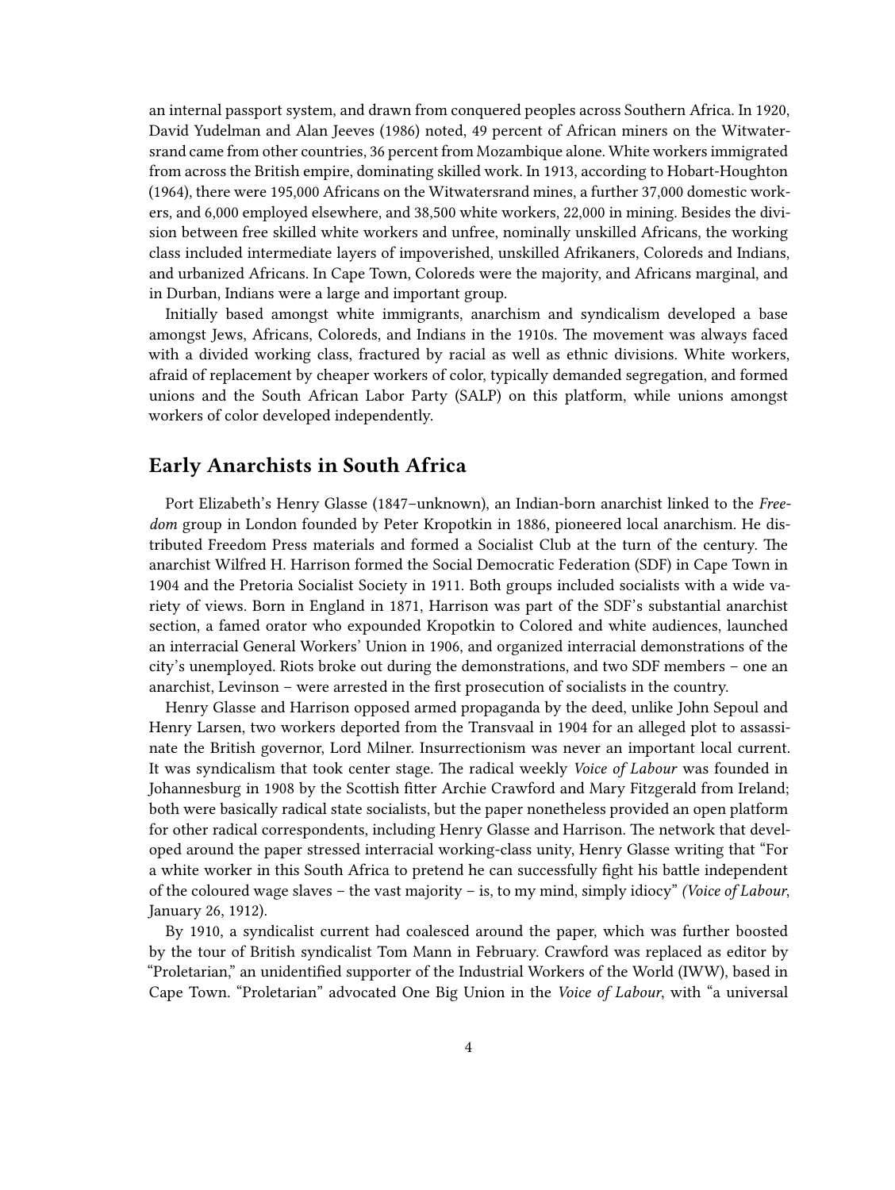an internal passport system, and drawn from conquered peoples across Southern Africa. In 1920, David Yudelman and Alan Jeeves (1986) noted, 49 percent of African miners on the Witwatersrand came from other countries, 36 percent from Mozambique alone. White workers immigrated from across the British empire, dominating skilled work. In 1913, according to Hobart-Houghton (1964), there were 195,000 Africans on the Witwatersrand mines, a further 37,000 domestic workers, and 6,000 employed elsewhere, and 38,500 white workers, 22,000 in mining. Besides the division between free skilled white workers and unfree, nominally unskilled Africans, the working class included intermediate layers of impoverished, unskilled Afrikaners, Coloreds and Indians, and urbanized Africans. In Cape Town, Coloreds were the majority, and Africans marginal, and in Durban, Indians were a large and important group.

Initially based amongst white immigrants, anarchism and syndicalism developed a base amongst Jews, Africans, Coloreds, and Indians in the 1910s. The movement was always faced with a divided working class, fractured by racial as well as ethnic divisions. White workers, afraid of replacement by cheaper workers of color, typically demanded segregation, and formed unions and the South African Labor Party (SALP) on this platform, while unions amongst workers of color developed independently.

## Early Anarchists in South Africa

Port Elizabeth's Henry Glasse (1847–unknown), an Indian-born anarchist linked to the *Freedom* group in London founded by Peter Kropotkin in 1886, pioneered local anarchism. He distributed Freedom Press materials and formed a Socialist Club at the turn of the century. The anarchist Wilfred H. Harrison formed the Social Democratic Federation (SDF) in Cape Town in 1904 and the Pretoria Socialist Society in 1911. Both groups included socialists with a wide variety of views. Born in England in 1871, Harrison was part of the SDF's substantial anarchist section, a famed orator who expounded Kropotkin to Colored and white audiences, launched an interracial General Workers' Union in 1906, and organized interracial demonstrations of the city's unemployed. Riots broke out during the demonstrations, and two SDF members – one an anarchist, Levinson – were arrested in the first prosecution of socialists in the country.

Henry Glasse and Harrison opposed armed propaganda by the deed, unlike John Sepoul and Henry Larsen, two workers deported from the Transvaal in 1904 for an alleged plot to assassinate the British governor, Lord Milner. Insurrectionism was never an important local current. It was syndicalism that took center stage. The radical weekly *Voice of Labour* was founded in Johannesburg in 1908 by the Scottish fitter Archie Crawford and Mary Fitzgerald from Ireland; both were basically radical state socialists, but the paper nonetheless provided an open platform for other radical correspondents, including Henry Glasse and Harrison. The network that developed around the paper stressed interracial working-class unity, Henry Glasse writing that "For a white worker in this South Africa to pretend he can successfully fight his battle independent of the coloured wage slaves – the vast majority – is, to my mind, simply idiocy" *(Voice of Labour*, January 26, 1912).

By 1910, a syndicalist current had coalesced around the paper, which was further boosted by the tour of British syndicalist Tom Mann in February. Crawford was replaced as editor by "Proletarian," an unidentified supporter of the Industrial Workers of the World (IWW), based in Cape Town. "Proletarian" advocated One Big Union in the *Voice of Labour*, with "a universal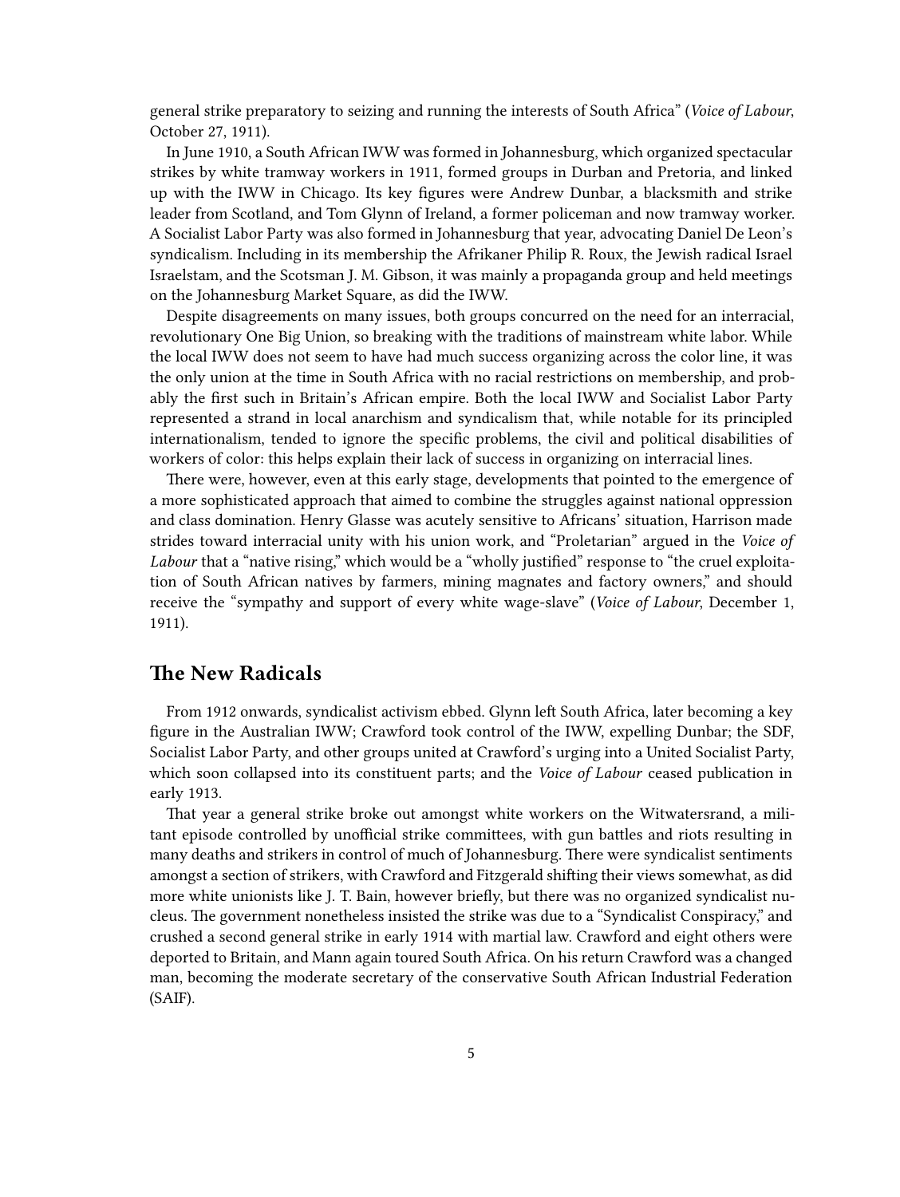general strike preparatory to seizing and running the interests of South Africa" (*Voice of Labour*, October 27, 1911).

In June 1910, a South African IWW was formed in Johannesburg, which organized spectacular strikes by white tramway workers in 1911, formed groups in Durban and Pretoria, and linked up with the IWW in Chicago. Its key figures were Andrew Dunbar, a blacksmith and strike leader from Scotland, and Tom Glynn of Ireland, a former policeman and now tramway worker. A Socialist Labor Party was also formed in Johannesburg that year, advocating Daniel De Leon's syndicalism. Including in its membership the Afrikaner Philip R. Roux, the Jewish radical Israel Israelstam, and the Scotsman J. M. Gibson, it was mainly a propaganda group and held meetings on the Johannesburg Market Square, as did the IWW.

Despite disagreements on many issues, both groups concurred on the need for an interracial, revolutionary One Big Union, so breaking with the traditions of mainstream white labor. While the local IWW does not seem to have had much success organizing across the color line, it was the only union at the time in South Africa with no racial restrictions on membership, and probably the first such in Britain's African empire. Both the local IWW and Socialist Labor Party represented a strand in local anarchism and syndicalism that, while notable for its principled internationalism, tended to ignore the specific problems, the civil and political disabilities of workers of color: this helps explain their lack of success in organizing on interracial lines.

There were, however, even at this early stage, developments that pointed to the emergence of a more sophisticated approach that aimed to combine the struggles against national oppression and class domination. Henry Glasse was acutely sensitive to Africans' situation, Harrison made strides toward interracial unity with his union work, and "Proletarian" argued in the *Voice of Labour* that a "native rising," which would be a "wholly justified" response to "the cruel exploitation of South African natives by farmers, mining magnates and factory owners," and should receive the "sympathy and support of every white wage-slave" (*Voice of Labour*, December 1, 1911).

## The New Radicals

From 1912 onwards, syndicalist activism ebbed. Glynn left South Africa, later becoming a key figure in the Australian IWW; Crawford took control of the IWW, expelling Dunbar; the SDF, Socialist Labor Party, and other groups united at Crawford's urging into a United Socialist Party, which soon collapsed into its constituent parts; and the *Voice of Labour* ceased publication in early 1913.

That year a general strike broke out amongst white workers on the Witwatersrand, a militant episode controlled by unofficial strike committees, with gun battles and riots resulting in many deaths and strikers in control of much of Johannesburg. There were syndicalist sentiments amongst a section of strikers, with Crawford and Fitzgerald shifting their views somewhat, as did more white unionists like J. T. Bain, however briefly, but there was no organized syndicalist nucleus. The government nonetheless insisted the strike was due to a "Syndicalist Conspiracy," and crushed a second general strike in early 1914 with martial law. Crawford and eight others were deported to Britain, and Mann again toured South Africa. On his return Crawford was a changed man, becoming the moderate secretary of the conservative South African Industrial Federation (SAIF).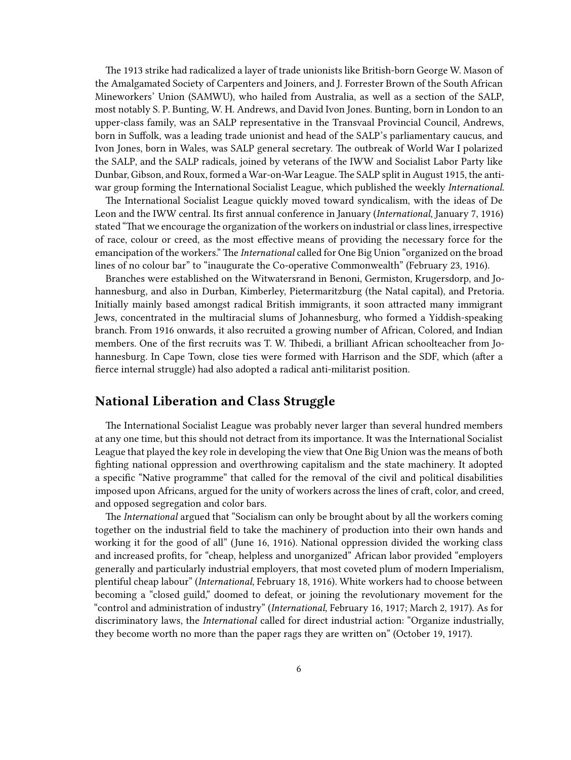The 1913 strike had radicalized a layer of trade unionists like British-born George W. Mason of the Amalgamated Society of Carpenters and Joiners, and J. Forrester Brown of the South African Mineworkers' Union (SAMWU), who hailed from Australia, as well as a section of the SALP, most notably S. P. Bunting, W. H. Andrews, and David Ivon Jones. Bunting, born in London to an upper-class family, was an SALP representative in the Transvaal Provincial Council, Andrews, born in Suffolk, was a leading trade unionist and head of the SALP's parliamentary caucus, and Ivon Jones, born in Wales, was SALP general secretary. The outbreak of World War I polarized the SALP, and the SALP radicals, joined by veterans of the IWW and Socialist Labor Party like Dunbar, Gibson, and Roux, formed a War-on-War League. The SALP split in August 1915, the anti-war group forming the International Socialist League, which published the weekly *International*.

The International Socialist League quickly moved toward syndicalism, with the ideas of De Leon and the IWW central. Its first annual conference in January (*International*, January 7, 1916) stated "That we encourage the organization of the workers on industrial or class lines, irrespective of race, colour or creed, as the most effective means of providing the necessary force for the emancipation of the workers." The *International* called for One Big Union "organized on the broad lines of no colour bar" to "inaugurate the Co-operative Commonwealth" (February 23, 1916).

Branches were established on the Witwatersrand in Benoni, Germiston, Krugersdorp, and Johannesburg, and also in Durban, Kimberley, Pietermaritzburg (the Natal capital), and Pretoria. Initially mainly based amongst radical British immigrants, it soon attracted many immigrant Jews, concentrated in the multiracial slums of Johannesburg, who formed a Yiddish-speaking branch. From 1916 onwards, it also recruited a growing number of African, Colored, and Indian members. One of the first recruits was T. W. Thibedi, a brilliant African schoolteacher from Johannesburg. In Cape Town, close ties were formed with Harrison and the SDF, which (after a fierce internal struggle) had also adopted a radical anti-militarist position.

## National Liberation and Class Struggle

The International Socialist League was probably never larger than several hundred members at any one time, but this should not detract from its importance. It was the International Socialist League that played the key role in developing the view that One Big Union was the means of both fighting national oppression and overthrowing capitalism and the state machinery. It adopted a specific "Native programme" that called for the removal of the civil and political disabilities imposed upon Africans, argued for the unity of workers across the lines of craft, color, and creed, and opposed segregation and color bars.

The *International* argued that "Socialism can only be brought about by all the workers coming together on the industrial field to take the machinery of production into their own hands and working it for the good of all" (June 16, 1916). National oppression divided the working class and increased profits, for "cheap, helpless and unorganized" African labor provided "employers generally and particularly industrial employers, that most coveted plum of modern Imperialism, plentiful cheap labour" (*International*, February 18, 1916). White workers had to choose between becoming a "closed guild," doomed to defeat, or joining the revolutionary movement for the "control and administration of industry" (*International*, February 16, 1917; March 2, 1917). As for discriminatory laws, the *International* called for direct industrial action: "Organize industrially, they become worth no more than the paper rags they are written on" (October 19, 1917).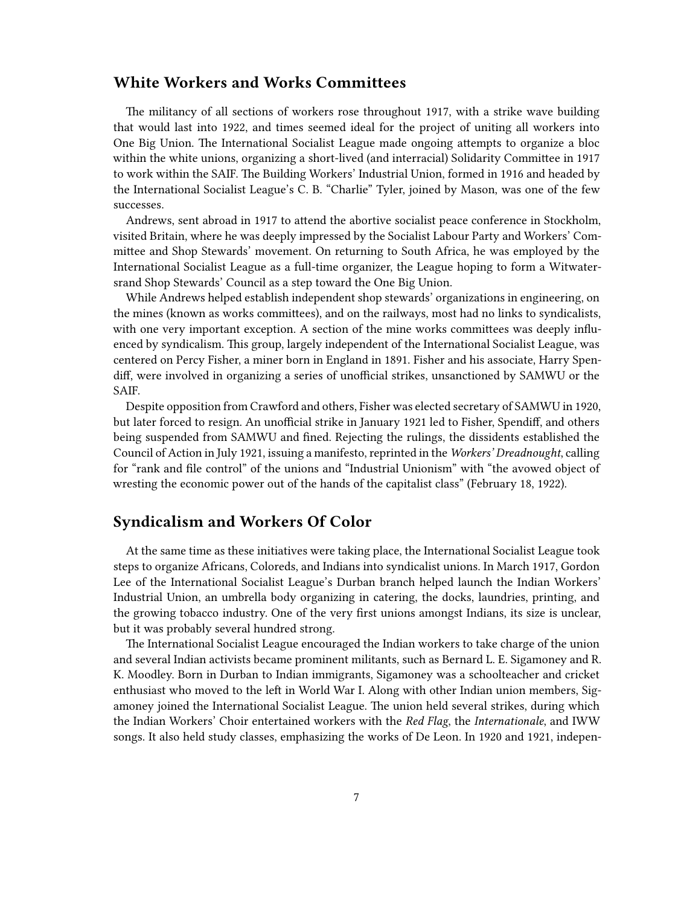## White Workers and Works Committees

The militancy of all sections of workers rose throughout 1917, with a strike wave building that would last into 1922, and times seemed ideal for the project of uniting all workers into One Big Union. The International Socialist League made ongoing attempts to organize a bloc within the white unions, organizing a short-lived (and interracial) Solidarity Committee in 1917 to work within the SAIF. The Building Workers' Industrial Union, formed in 1916 and headed by the International Socialist League's C. B. "Charlie" Tyler, joined by Mason, was one of the few successes.

Andrews, sent abroad in 1917 to attend the abortive socialist peace conference in Stockholm, visited Britain, where he was deeply impressed by the Socialist Labour Party and Workers' Committee and Shop Stewards' movement. On returning to South Africa, he was employed by the International Socialist League as a full-time organizer, the League hoping to form a Witwatersrand Shop Stewards' Council as a step toward the One Big Union.

While Andrews helped establish independent shop stewards' organizations in engineering, on the mines (known as works committees), and on the railways, most had no links to syndicalists, with one very important exception. A section of the mine works committees was deeply influenced by syndicalism. This group, largely independent of the International Socialist League, was centered on Percy Fisher, a miner born in England in 1891. Fisher and his associate, Harry Spendiff, were involved in organizing a series of unofficial strikes, unsanctioned by SAMWU or the SAIF.

Despite opposition from Crawford and others, Fisher was elected secretary of SAMWU in 1920, but later forced to resign. An unofficial strike in January 1921 led to Fisher, Spendiff, and others being suspended from SAMWU and fined. Rejecting the rulings, the dissidents established the Council of Action in July 1921, issuing a manifesto, reprinted in the *Workers' Dreadnought*, calling for "rank and file control" of the unions and "Industrial Unionism" with "the avowed object of wresting the economic power out of the hands of the capitalist class" (February 18, 1922).

## Syndicalism and Workers Of Color

At the same time as these initiatives were taking place, the International Socialist League took steps to organize Africans, Coloreds, and Indians into syndicalist unions. In March 1917, Gordon Lee of the International Socialist League's Durban branch helped launch the Indian Workers' Industrial Union, an umbrella body organizing in catering, the docks, laundries, printing, and the growing tobacco industry. One of the very first unions amongst Indians, its size is unclear, but it was probably several hundred strong.

The International Socialist League encouraged the Indian workers to take charge of the union and several Indian activists became prominent militants, such as Bernard L. E. Sigamoney and R. K. Moodley. Born in Durban to Indian immigrants, Sigamoney was a schoolteacher and cricket enthusiast who moved to the left in World War I. Along with other Indian union members, Sigamoney joined the International Socialist League. The union held several strikes, during which the Indian Workers' Choir entertained workers with the *Red Flag*, the *Internationale*, and IWW songs. It also held study classes, emphasizing the works of De Leon. In 1920 and 1921, indepen-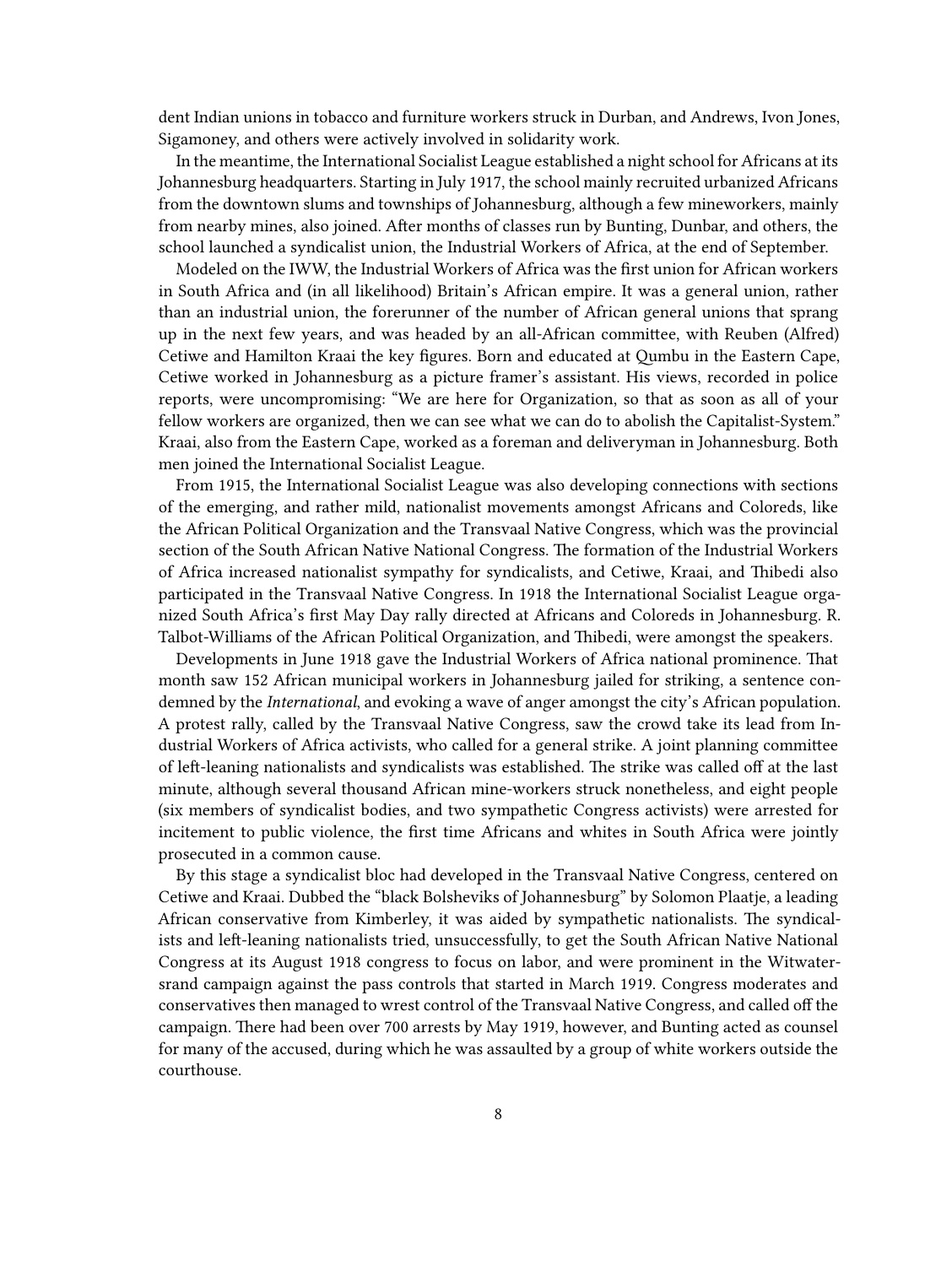dent Indian unions in tobacco and furniture workers struck in Durban, and Andrews, Ivon Jones, Sigamoney, and others were actively involved in solidarity work.

In the meantime, the International Socialist League established a night school for Africans at its Johannesburg headquarters. Starting in July 1917, the school mainly recruited urbanized Africans from the downtown slums and townships of Johannesburg, although a few mineworkers, mainly from nearby mines, also joined. After months of classes run by Bunting, Dunbar, and others, the school launched a syndicalist union, the Industrial Workers of Africa, at the end of September.

Modeled on the IWW, the Industrial Workers of Africa was the first union for African workers in South Africa and (in all likelihood) Britain's African empire. It was a general union, rather than an industrial union, the forerunner of the number of African general unions that sprang up in the next few years, and was headed by an all-African committee, with Reuben (Alfred) Cetiwe and Hamilton Kraai the key figures. Born and educated at Qumbu in the Eastern Cape, Cetiwe worked in Johannesburg as a picture framer's assistant. His views, recorded in police reports, were uncompromising: "We are here for Organization, so that as soon as all of your fellow workers are organized, then we can see what we can do to abolish the Capitalist-System." Kraai, also from the Eastern Cape, worked as a foreman and deliveryman in Johannesburg. Both men joined the International Socialist League.

From 1915, the International Socialist League was also developing connections with sections of the emerging, and rather mild, nationalist movements amongst Africans and Coloreds, like the African Political Organization and the Transvaal Native Congress, which was the provincial section of the South African Native National Congress. The formation of the Industrial Workers of Africa increased nationalist sympathy for syndicalists, and Cetiwe, Kraai, and Thibedi also participated in the Transvaal Native Congress. In 1918 the International Socialist League organized South Africa's first May Day rally directed at Africans and Coloreds in Johannesburg. R. Talbot-Williams of the African Political Organization, and Thibedi, were amongst the speakers.

Developments in June 1918 gave the Industrial Workers of Africa national prominence. That month saw 152 African municipal workers in Johannesburg jailed for striking, a sentence condemned by the *International*, and evoking a wave of anger amongst the city's African population. A protest rally, called by the Transvaal Native Congress, saw the crowd take its lead from Industrial Workers of Africa activists, who called for a general strike. A joint planning committee of left-leaning nationalists and syndicalists was established. The strike was called off at the last minute, although several thousand African mine-workers struck nonetheless, and eight people (six members of syndicalist bodies, and two sympathetic Congress activists) were arrested for incitement to public violence, the first time Africans and whites in South Africa were jointly prosecuted in a common cause.

By this stage a syndicalist bloc had developed in the Transvaal Native Congress, centered on Cetiwe and Kraai. Dubbed the "black Bolsheviks of Johannesburg" by Solomon Plaatje, a leading African conservative from Kimberley, it was aided by sympathetic nationalists. The syndicalists and left-leaning nationalists tried, unsuccessfully, to get the South African Native National Congress at its August 1918 congress to focus on labor, and were prominent in the Witwatersrand campaign against the pass controls that started in March 1919. Congress moderates and conservatives then managed to wrest control of the Transvaal Native Congress, and called off the campaign. There had been over 700 arrests by May 1919, however, and Bunting acted as counsel for many of the accused, during which he was assaulted by a group of white workers outside the courthouse.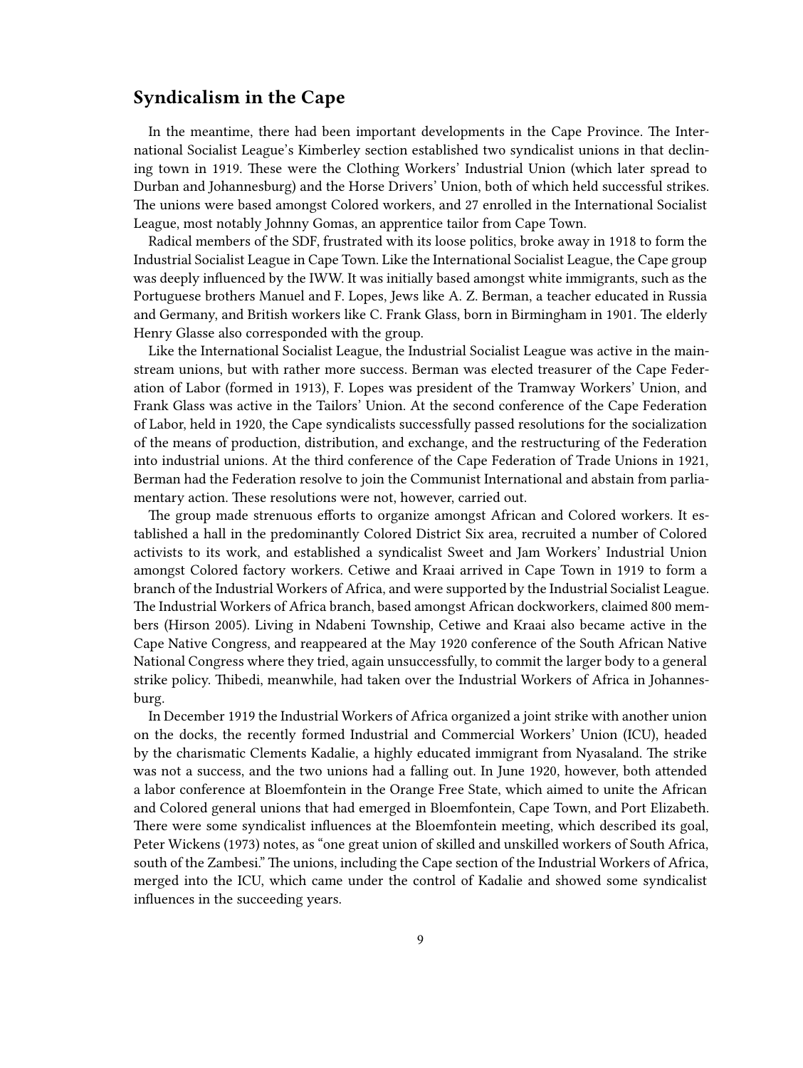## Syndicalism in the Cape

In the meantime, there had been important developments in the Cape Province. The International Socialist League's Kimberley section established two syndicalist unions in that declining town in 1919. These were the Clothing Workers' Industrial Union (which later spread to Durban and Johannesburg) and the Horse Drivers' Union, both of which held successful strikes. The unions were based amongst Colored workers, and 27 enrolled in the International Socialist League, most notably Johnny Gomas, an apprentice tailor from Cape Town.

Radical members of the SDF, frustrated with its loose politics, broke away in 1918 to form the Industrial Socialist League in Cape Town. Like the International Socialist League, the Cape group was deeply influenced by the IWW. It was initially based amongst white immigrants, such as the Portuguese brothers Manuel and F. Lopes, Jews like A. Z. Berman, a teacher educated in Russia and Germany, and British workers like C. Frank Glass, born in Birmingham in 1901. The elderly Henry Glasse also corresponded with the group.

Like the International Socialist League, the Industrial Socialist League was active in the mainstream unions, but with rather more success. Berman was elected treasurer of the Cape Federation of Labor (formed in 1913), F. Lopes was president of the Tramway Workers' Union, and Frank Glass was active in the Tailors' Union. At the second conference of the Cape Federation of Labor, held in 1920, the Cape syndicalists successfully passed resolutions for the socialization of the means of production, distribution, and exchange, and the restructuring of the Federation into industrial unions. At the third conference of the Cape Federation of Trade Unions in 1921, Berman had the Federation resolve to join the Communist International and abstain from parliamentary action. These resolutions were not, however, carried out.

The group made strenuous efforts to organize amongst African and Colored workers. It established a hall in the predominantly Colored District Six area, recruited a number of Colored activists to its work, and established a syndicalist Sweet and Jam Workers' Industrial Union amongst Colored factory workers. Cetiwe and Kraai arrived in Cape Town in 1919 to form a branch of the Industrial Workers of Africa, and were supported by the Industrial Socialist League. The Industrial Workers of Africa branch, based amongst African dockworkers, claimed 800 members (Hirson 2005). Living in Ndabeni Township, Cetiwe and Kraai also became active in the Cape Native Congress, and reappeared at the May 1920 conference of the South African Native National Congress where they tried, again unsuccessfully, to commit the larger body to a general strike policy. Thibedi, meanwhile, had taken over the Industrial Workers of Africa in Johannesburg.

In December 1919 the Industrial Workers of Africa organized a joint strike with another union on the docks, the recently formed Industrial and Commercial Workers' Union (ICU), headed by the charismatic Clements Kadalie, a highly educated immigrant from Nyasaland. The strike was not a success, and the two unions had a falling out. In June 1920, however, both attended a labor conference at Bloemfontein in the Orange Free State, which aimed to unite the African and Colored general unions that had emerged in Bloemfontein, Cape Town, and Port Elizabeth. There were some syndicalist influences at the Bloemfontein meeting, which described its goal, Peter Wickens (1973) notes, as "one great union of skilled and unskilled workers of South Africa, south of the Zambesi." The unions, including the Cape section of the Industrial Workers of Africa, merged into the ICU, which came under the control of Kadalie and showed some syndicalist influences in the succeeding years.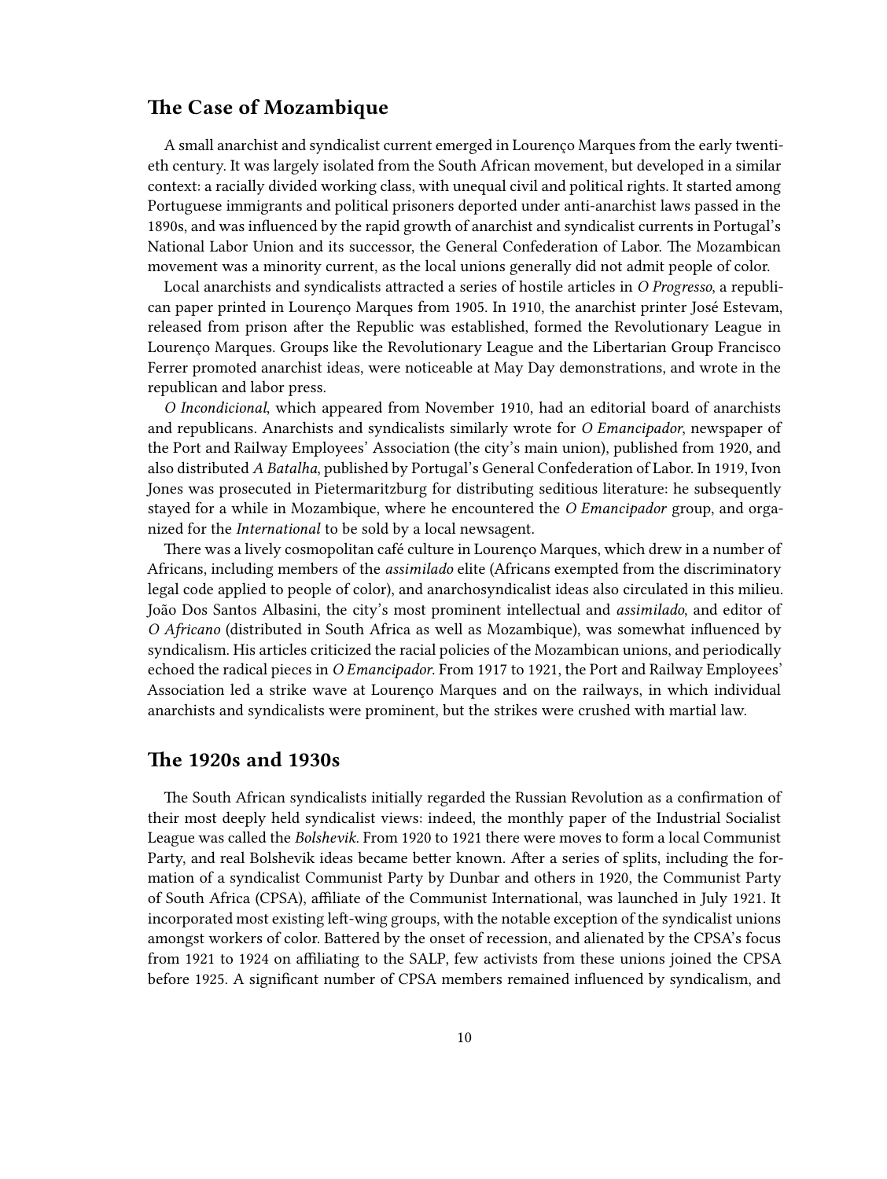## The Case of Mozambique

A small anarchist and syndicalist current emerged in Lourenço Marques from the early twentieth century. It was largely isolated from the South African movement, but developed in a similar context: a racially divided working class, with unequal civil and political rights. It started among Portuguese immigrants and political prisoners deported under anti-anarchist laws passed in the 1890s, and was influenced by the rapid growth of anarchist and syndicalist currents in Portugal's National Labor Union and its successor, the General Confederation of Labor. The Mozambican movement was a minority current, as the local unions generally did not admit people of color.

Local anarchists and syndicalists attracted a series of hostile articles in *O Progresso*, a republican paper printed in Lourenço Marques from 1905. In 1910, the anarchist printer José Estevam, released from prison after the Republic was established, formed the Revolutionary League in Lourenço Marques. Groups like the Revolutionary League and the Libertarian Group Francisco Ferrer promoted anarchist ideas, were noticeable at May Day demonstrations, and wrote in the republican and labor press.

*O Incondicional*, which appeared from November 1910, had an editorial board of anarchists and republicans. Anarchists and syndicalists similarly wrote for *O Emancipador*, newspaper of the Port and Railway Employees' Association (the city's main union), published from 1920, and also distributed *A Batalha*, published by Portugal's General Confederation of Labor. In 1919, Ivon Jones was prosecuted in Pietermaritzburg for distributing seditious literature: he subsequently stayed for a while in Mozambique, where he encountered the *O Emancipador* group, and organized for the *International* to be sold by a local newsagent.

There was a lively cosmopolitan café culture in Lourenço Marques, which drew in a number of Africans, including members of the *assimilado* elite (Africans exempted from the discriminatory legal code applied to people of color), and anarchosyndicalist ideas also circulated in this milieu. João Dos Santos Albasini, the city's most prominent intellectual and *assimilado*, and editor of *O Africano* (distributed in South Africa as well as Mozambique), was somewhat influenced by syndicalism. His articles criticized the racial policies of the Mozambican unions, and periodically echoed the radical pieces in *O Emancipador*. From 1917 to 1921, the Port and Railway Employees' Association led a strike wave at Lourenço Marques and on the railways, in which individual anarchists and syndicalists were prominent, but the strikes were crushed with martial law.

## The 1920s and 1930s

The South African syndicalists initially regarded the Russian Revolution as a confirmation of their most deeply held syndicalist views: indeed, the monthly paper of the Industrial Socialist League was called the *Bolshevik*. From 1920 to 1921 there were moves to form a local Communist Party, and real Bolshevik ideas became better known. After a series of splits, including the formation of a syndicalist Communist Party by Dunbar and others in 1920, the Communist Party of South Africa (CPSA), affiliate of the Communist International, was launched in July 1921. It incorporated most existing left-wing groups, with the notable exception of the syndicalist unions amongst workers of color. Battered by the onset of recession, and alienated by the CPSA's focus from 1921 to 1924 on affiliating to the SALP, few activists from these unions joined the CPSA before 1925. A significant number of CPSA members remained influenced by syndicalism, and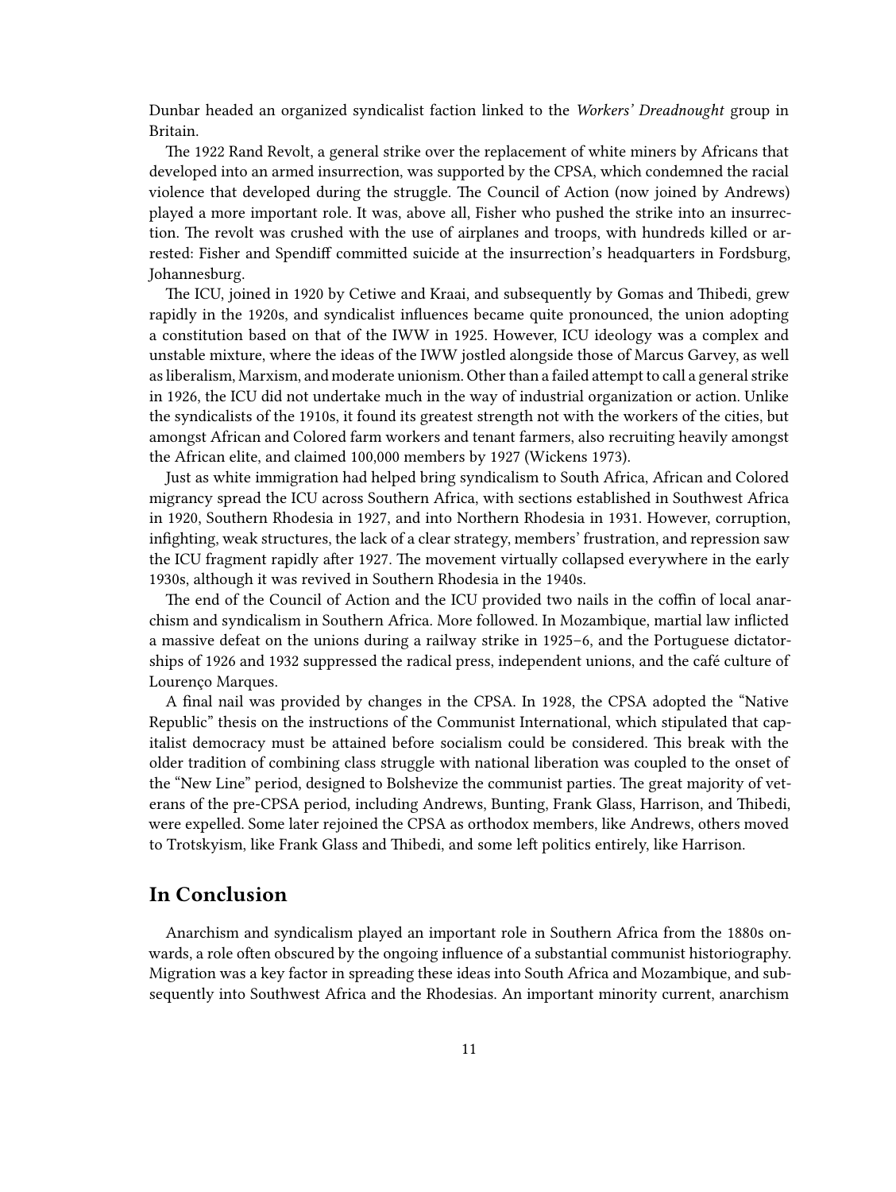Dunbar headed an organized syndicalist faction linked to the *Workers' Dreadnought* group in Britain.

The 1922 Rand Revolt, a general strike over the replacement of white miners by Africans that developed into an armed insurrection, was supported by the CPSA, which condemned the racial violence that developed during the struggle. The Council of Action (now joined by Andrews) played a more important role. It was, above all, Fisher who pushed the strike into an insurrection. The revolt was crushed with the use of airplanes and troops, with hundreds killed or arrested: Fisher and Spendiff committed suicide at the insurrection's headquarters in Fordsburg, Johannesburg.

The ICU, joined in 1920 by Cetiwe and Kraai, and subsequently by Gomas and Thibedi, grew rapidly in the 1920s, and syndicalist influences became quite pronounced, the union adopting a constitution based on that of the IWW in 1925. However, ICU ideology was a complex and unstable mixture, where the ideas of the IWW jostled alongside those of Marcus Garvey, as well as liberalism, Marxism, and moderate unionism. Other than a failed attempt to call a general strike in 1926, the ICU did not undertake much in the way of industrial organization or action. Unlike the syndicalists of the 1910s, it found its greatest strength not with the workers of the cities, but amongst African and Colored farm workers and tenant farmers, also recruiting heavily amongst the African elite, and claimed 100,000 members by 1927 (Wickens 1973).

Just as white immigration had helped bring syndicalism to South Africa, African and Colored migrancy spread the ICU across Southern Africa, with sections established in Southwest Africa in 1920, Southern Rhodesia in 1927, and into Northern Rhodesia in 1931. However, corruption, infighting, weak structures, the lack of a clear strategy, members' frustration, and repression saw the ICU fragment rapidly after 1927. The movement virtually collapsed everywhere in the early 1930s, although it was revived in Southern Rhodesia in the 1940s.

The end of the Council of Action and the ICU provided two nails in the coffin of local anarchism and syndicalism in Southern Africa. More followed. In Mozambique, martial law inflicted a massive defeat on the unions during a railway strike in 1925–6, and the Portuguese dictatorships of 1926 and 1932 suppressed the radical press, independent unions, and the café culture of Lourenço Marques.

A final nail was provided by changes in the CPSA. In 1928, the CPSA adopted the "Native Republic" thesis on the instructions of the Communist International, which stipulated that capitalist democracy must be attained before socialism could be considered. This break with the older tradition of combining class struggle with national liberation was coupled to the onset of the "New Line" period, designed to Bolshevize the communist parties. The great majority of veterans of the pre-CPSA period, including Andrews, Bunting, Frank Glass, Harrison, and Thibedi, were expelled. Some later rejoined the CPSA as orthodox members, like Andrews, others moved to Trotskyism, like Frank Glass and Thibedi, and some left politics entirely, like Harrison.

## In Conclusion

Anarchism and syndicalism played an important role in Southern Africa from the 1880s onwards, a role often obscured by the ongoing influence of a substantial communist historiography. Migration was a key factor in spreading these ideas into South Africa and Mozambique, and subsequently into Southwest Africa and the Rhodesias. An important minority current, anarchism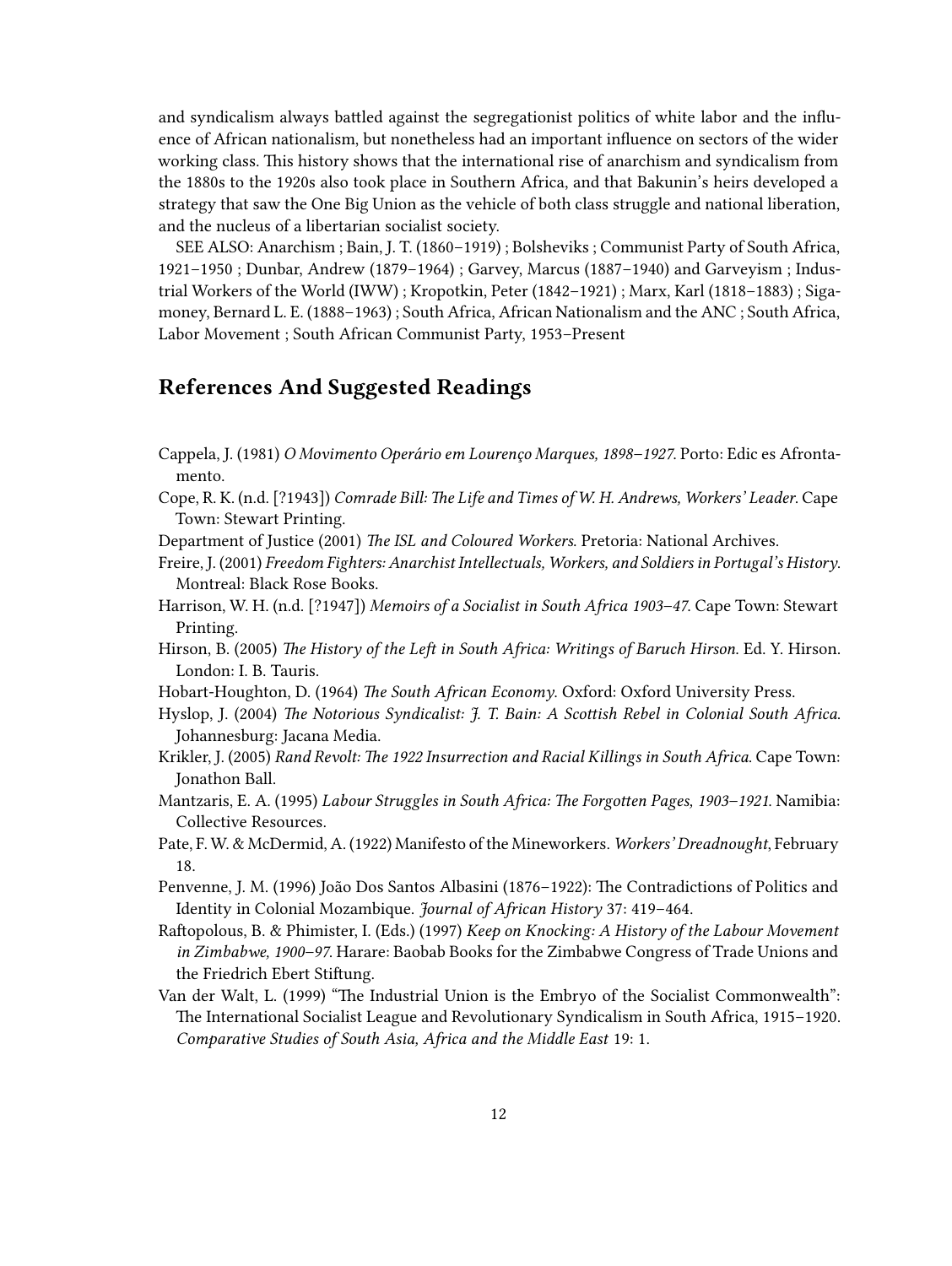and syndicalism always battled against the segregationist politics of white labor and the influence of African nationalism, but nonetheless had an important influence on sectors of the wider working class. This history shows that the international rise of anarchism and syndicalism from the 1880s to the 1920s also took place in Southern Africa, and that Bakunin's heirs developed a strategy that saw the One Big Union as the vehicle of both class struggle and national liberation, and the nucleus of a libertarian socialist society.

SEE ALSO: Anarchism ; Bain, J. T. (1860–1919) ; Bolsheviks ; Communist Party of South Africa, 1921–1950 ; Dunbar, Andrew (1879–1964) ; Garvey, Marcus (1887–1940) and Garveyism ; Industrial Workers of the World (IWW) ; Kropotkin, Peter (1842–1921) ; Marx, Karl (1818–1883) ; Sigamoney, Bernard L. E. (1888–1963) ; South Africa, African Nationalism and the ANC ; South Africa, Labor Movement ; South African Communist Party, 1953–Present

## References And Suggested Readings

Cappela, J. (1981) *O Movimento Operário em Lourenço Marques, 1898–1927*. Porto: Edic es Afrontamento.

Cope, R. K. (n.d. [?1943]) *Comrade Bill: The Life and Times of W. H. Andrews, Workers' Leader*. Cape Town: Stewart Printing.

Department of Justice (2001) *The ISL and Coloured Workers*. Pretoria: National Archives.

Freire, J. (2001) *Freedom Fighters: Anarchist Intellectuals, Workers, and Soldiers in Portugal's History*. Montreal: Black Rose Books.

Harrison, W. H. (n.d. [?1947]) *Memoirs of a Socialist in South Africa 1903–47*. Cape Town: Stewart Printing.

Hirson, B. (2005) *The History of the Left in South Africa: Writings of Baruch Hirson*. Ed. Y. Hirson. London: I. B. Tauris.

Hobart-Houghton, D. (1964) *The South African Economy*. Oxford: Oxford University Press.

Hyslop, J. (2004) *The Notorious Syndicalist: J. T. Bain: A Scottish Rebel in Colonial South Africa*. Johannesburg: Jacana Media.

Krikler, J. (2005) *Rand Revolt: The 1922 Insurrection and Racial Killings in South Africa*. Cape Town: Jonathon Ball.

Mantzaris, E. A. (1995) *Labour Struggles in South Africa: The Forgotten Pages, 1903–1921*. Namibia: Collective Resources.

Pate, F. W. & McDermid, A. (1922) Manifesto of the Mineworkers. *Workers' Dreadnought*, February 18.

Penvenne, J. M. (1996) João Dos Santos Albasini (1876–1922): The Contradictions of Politics and Identity in Colonial Mozambique. *Journal of African History* 37: 419–464.

Raftopolous, B. & Phimister, I. (Eds.) (1997) *Keep on Knocking: A History of the Labour Movement in Zimbabwe, 1900–97*. Harare: Baobab Books for the Zimbabwe Congress of Trade Unions and the Friedrich Ebert Stiftung.

Van der Walt, L. (1999) "The Industrial Union is the Embryo of the Socialist Commonwealth": The International Socialist League and Revolutionary Syndicalism in South Africa, 1915–1920. *Comparative Studies of South Asia, Africa and the Middle East* 19: 1.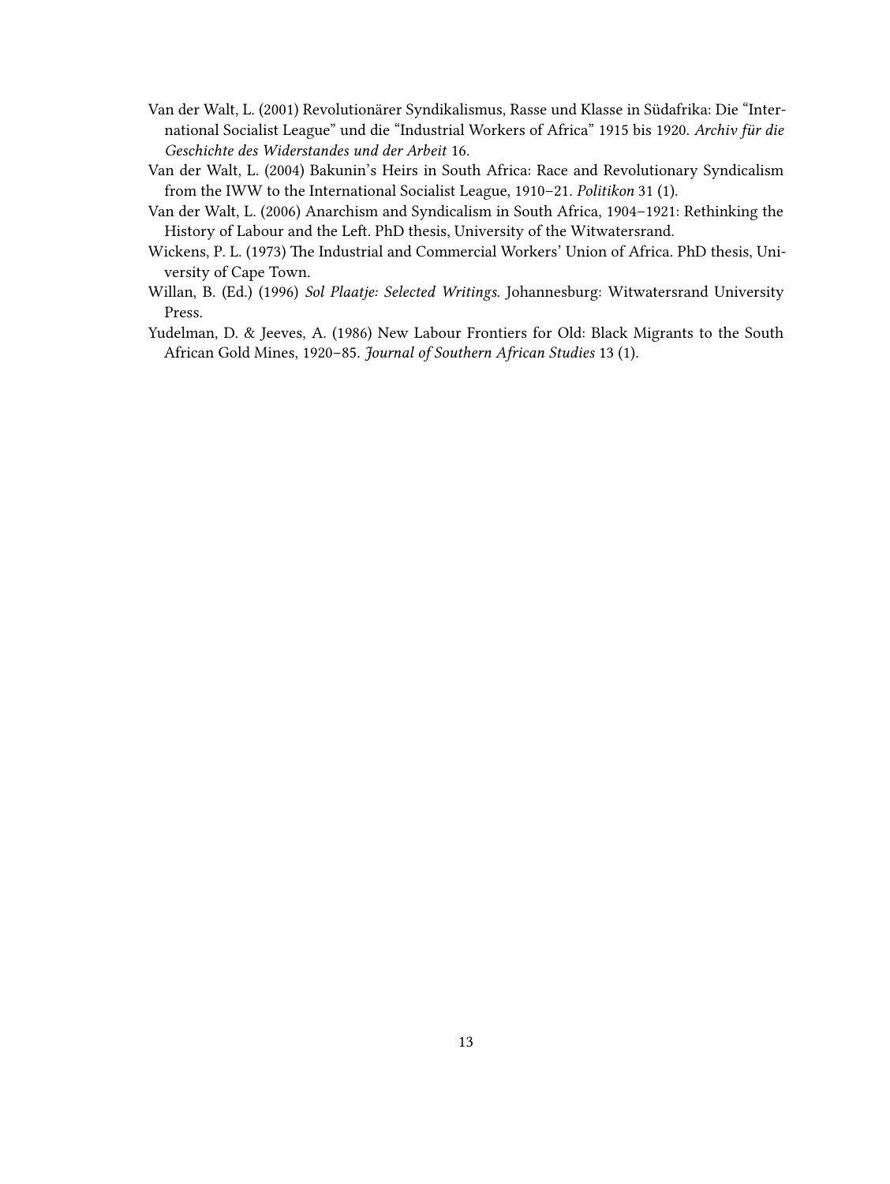Van der Walt, L. (2001) Revolutionärer Syndikalismus, Rasse und Klasse in Südafrika: Die "International Socialist League" und die "Industrial Workers of Africa" 1915 bis 1920. *Archiv für die Geschichte des Widerstandes und der Arbeit* 16.

Van der Walt, L. (2004) Bakunin's Heirs in South Africa: Race and Revolutionary Syndicalism from the IWW to the International Socialist League, 1910–21. *Politikon* 31 (1).

Van der Walt, L. (2006) Anarchism and Syndicalism in South Africa, 1904–1921: Rethinking the History of Labour and the Left. PhD thesis, University of the Witwatersrand.

Wickens, P. L. (1973) The Industrial and Commercial Workers' Union of Africa. PhD thesis, University of Cape Town.

Willan, B. (Ed.) (1996) *Sol Plaatje: Selected Writings*. Johannesburg: Witwatersrand University Press.

Yudelman, D. & Jeeves, A. (1986) New Labour Frontiers for Old: Black Migrants to the South African Gold Mines, 1920–85. *Journal of Southern African Studies* 13 (1).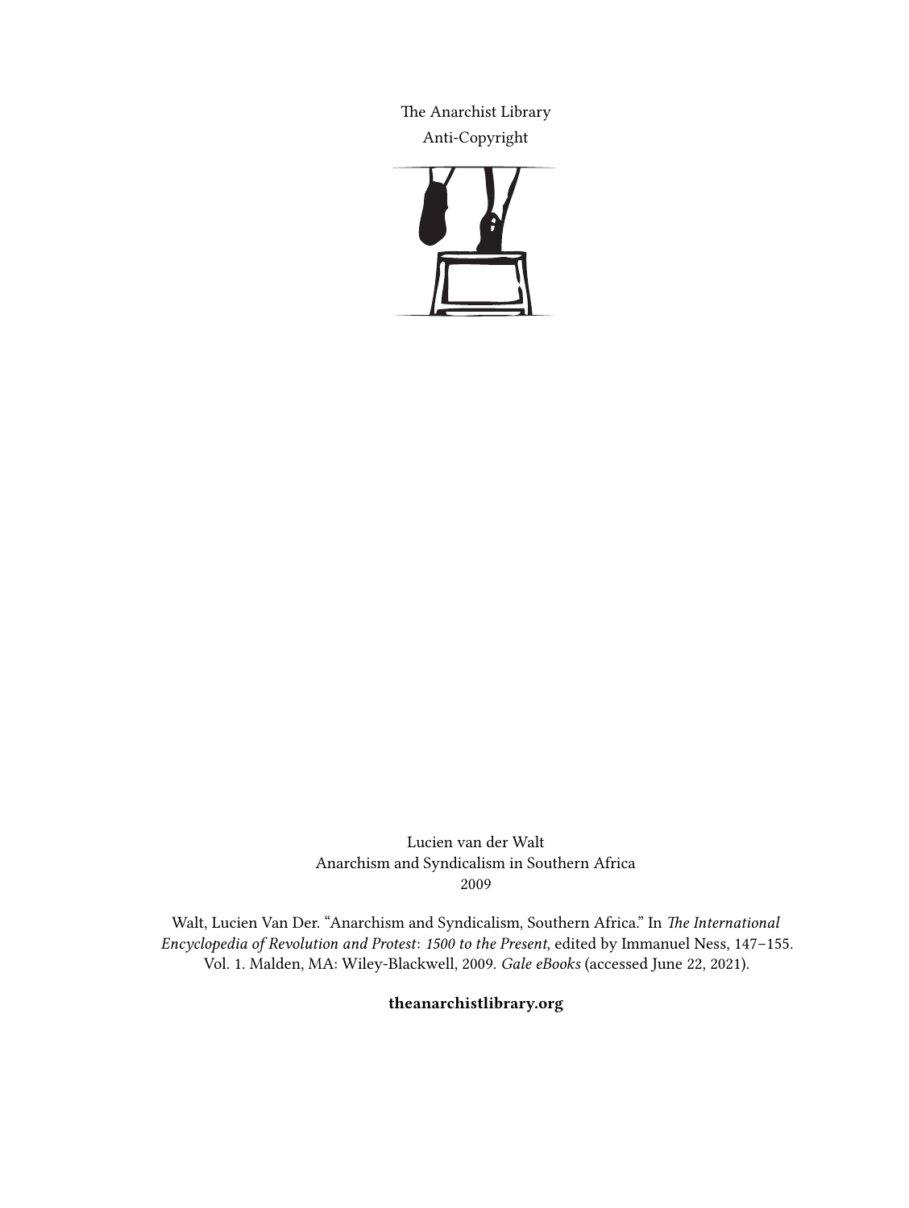The Anarchist Library
Anti-Copyright

Lucien van der Walt
Anarchism and Syndicalism in Southern Africa
2009

Walt, Lucien Van Der. "Anarchism and Syndicalism, Southern Africa." In *The International Encyclopedia of Revolution and Protest: 1500 to the Present*, edited by Immanuel Ness, 147–155. Vol. 1. Malden, MA: Wiley-Blackwell, 2009. *Gale eBooks* (accessed June 22, 2021).

**theanarchistlibrary.org**